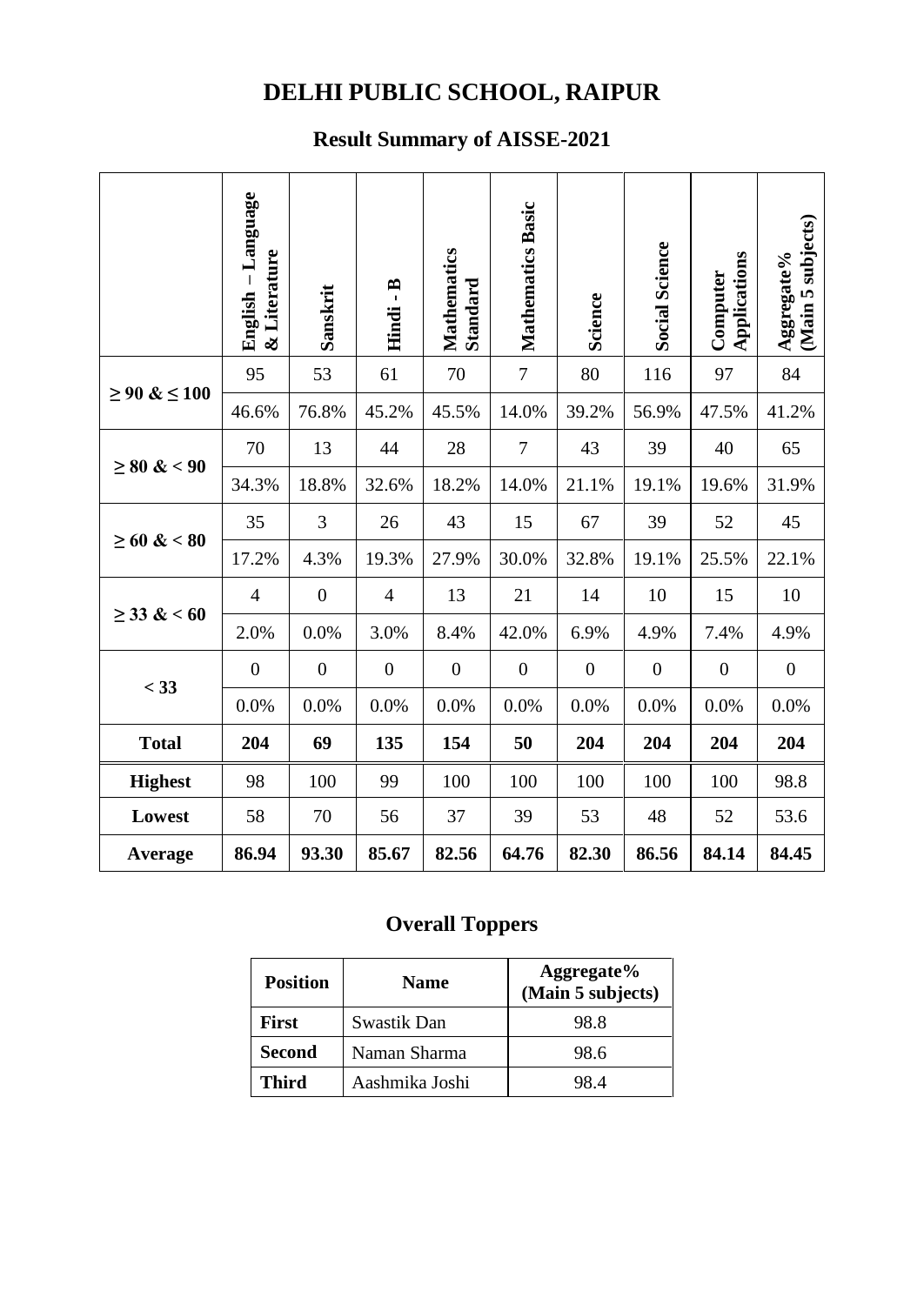# DELHI PUBLIC SCHOOL, RAIPUR

## Result Summary of AISSE-2021

| | English – Language & Literature | Sanskrit | Hindi - B | Mathematics Standard | Mathematics Basic | Science | Social Science | Computer Applications | Aggregate% (Main 5 subjects) |
|---|---|---|---|---|---|---|---|---|---|
| **≥ 90 & ≤ 100** | 95 | 53 | 61 | 70 | 7 | 80 | 116 | 97 | 84 |
| | 46.6% | 76.8% | 45.2% | 45.5% | 14.0% | 39.2% | 56.9% | 47.5% | 41.2% |
| **≥ 80 & < 90** | 70 | 13 | 44 | 28 | 7 | 43 | 39 | 40 | 65 |
| | 34.3% | 18.8% | 32.6% | 18.2% | 14.0% | 21.1% | 19.1% | 19.6% | 31.9% |
| **≥ 60 & < 80** | 35 | 3 | 26 | 43 | 15 | 67 | 39 | 52 | 45 |
| | 17.2% | 4.3% | 19.3% | 27.9% | 30.0% | 32.8% | 19.1% | 25.5% | 22.1% |
| **≥ 33 & < 60** | 4 | 0 | 4 | 13 | 21 | 14 | 10 | 15 | 10 |
| | 2.0% | 0.0% | 3.0% | 8.4% | 42.0% | 6.9% | 4.9% | 7.4% | 4.9% |
| **< 33** | 0 | 0 | 0 | 0 | 0 | 0 | 0 | 0 | 0 |
| | 0.0% | 0.0% | 0.0% | 0.0% | 0.0% | 0.0% | 0.0% | 0.0% | 0.0% |
| **Total** | **204** | **69** | **135** | **154** | **50** | **204** | **204** | **204** | **204** |
| **Highest** | 98 | 100 | 99 | 100 | 100 | 100 | 100 | 100 | 98.8 |
| **Lowest** | 58 | 70 | 56 | 37 | 39 | 53 | 48 | 52 | 53.6 |
| **Average** | **86.94** | **93.30** | **85.67** | **82.56** | **64.76** | **82.30** | **86.56** | **84.14** | **84.45** |

## Overall Toppers

| Position | Name | Aggregate% (Main 5 subjects) |
|---|---|---|
| **First** | Swastik Dan | 98.8 |
| **Second** | Naman Sharma | 98.6 |
| **Third** | Aashmika Joshi | 98.4 |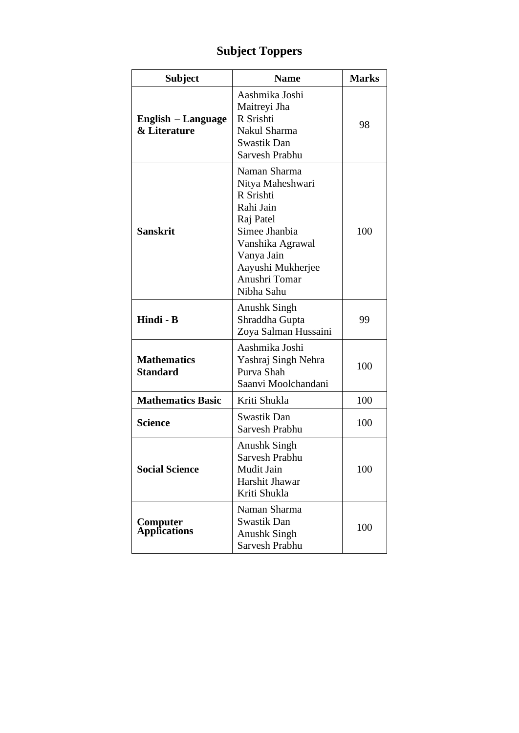# Subject Toppers

| Subject | Name | Marks |
|---|---|---|
| **English – Language & Literature** | Aashmika Joshi<br>Maitreyi Jha<br>R Srishti<br>Nakul Sharma<br>Swastik Dan<br>Sarvesh Prabhu | 98 |
| **Sanskrit** | Naman Sharma<br>Nitya Maheshwari<br>R Srishti<br>Rahi Jain<br>Raj Patel<br>Simee Jhanbia<br>Vanshika Agrawal<br>Vanya Jain<br>Aayushi Mukherjee<br>Anushri Tomar<br>Nibha Sahu | 100 |
| **Hindi - B** | Anushk Singh<br>Shraddha Gupta<br>Zoya Salman Hussaini | 99 |
| **Mathematics Standard** | Aashmika Joshi<br>Yashraj Singh Nehra<br>Purva Shah<br>Saanvi Moolchandani | 100 |
| **Mathematics Basic** | Kriti Shukla | 100 |
| **Science** | Swastik Dan<br>Sarvesh Prabhu | 100 |
| **Social Science** | Anushk Singh<br>Sarvesh Prabhu<br>Mudit Jain<br>Harshit Jhawar<br>Kriti Shukla | 100 |
| **Computer Applications** | Naman Sharma<br>Swastik Dan<br>Anushk Singh<br>Sarvesh Prabhu | 100 |